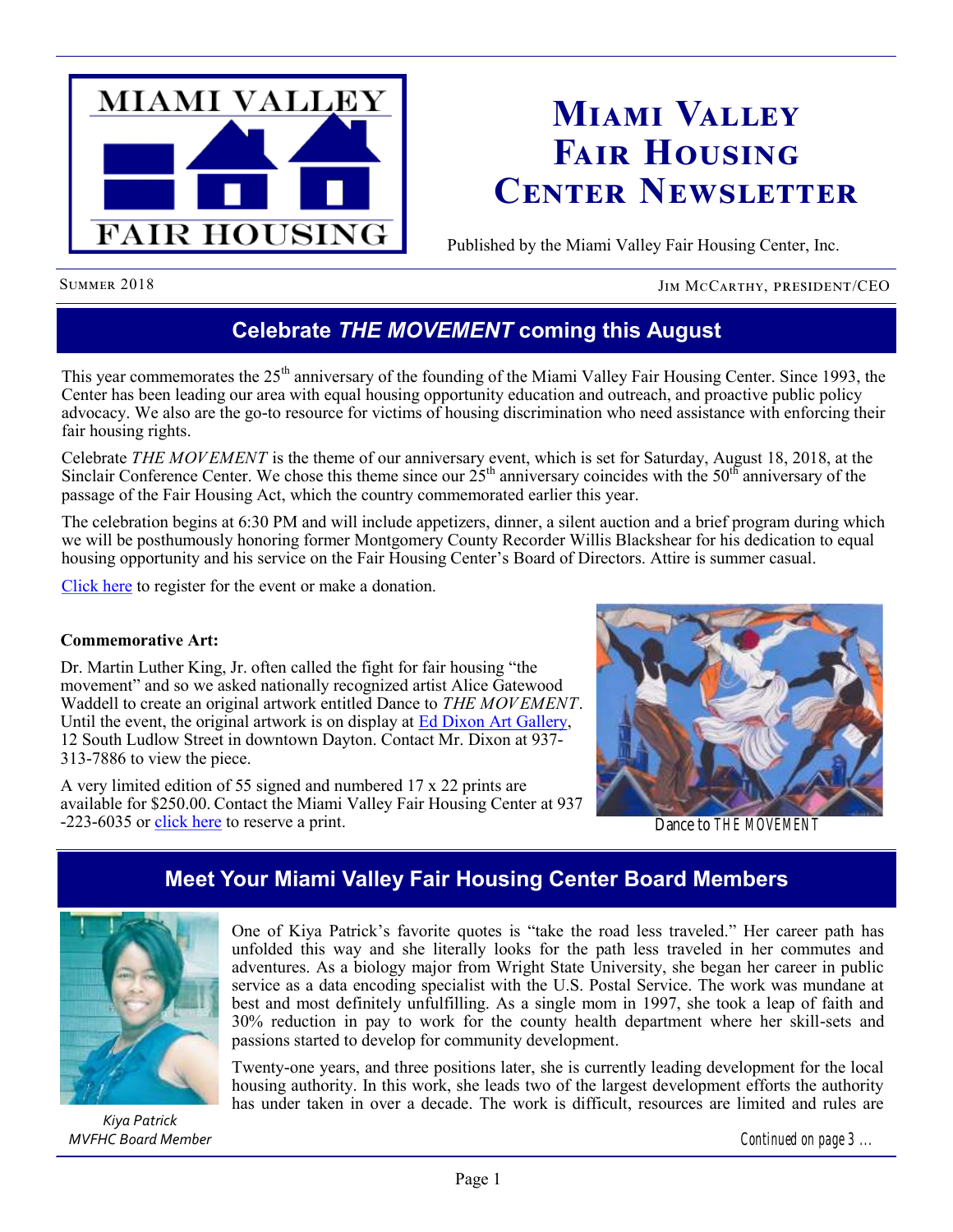# Miami Valley Fair Housing Center Newsletter

Published by the Miami Valley Fair Housing Center, Inc.

Summer 2018 | Jim McCarthy, President/CEO

## Celebrate *THE MOVEMENT* coming this August

This year commemorates the 25th anniversary of the founding of the Miami Valley Fair Housing Center. Since 1993, the Center has been leading our area with equal housing opportunity education and outreach, and proactive public policy advocacy. We also are the go-to resource for victims of housing discrimination who need assistance with enforcing their fair housing rights.

Celebrate *THE MOVEMENT* is the theme of our anniversary event, which is set for Saturday, August 18, 2018, at the Sinclair Conference Center. We chose this theme since our 25th anniversary coincides with the 50th anniversary of the passage of the Fair Housing Act, which the country commemorated earlier this year.

The celebration begins at 6:30 PM and will include appetizers, dinner, a silent auction and a brief program during which we will be posthumously honoring former Montgomery County Recorder Willis Blackshear for his dedication to equal housing opportunity and his service on the Fair Housing Center's Board of Directors. Attire is summer casual.

Click here to register for the event or make a donation.

**Commemorative Art:**

Dr. Martin Luther King, Jr. often called the fight for fair housing "the movement" and so we asked nationally recognized artist Alice Gatewood Waddell to create an original artwork entitled Dance to *THE MOVEMENT*. Until the event, the original artwork is on display at Ed Dixon Art Gallery, 12 South Ludlow Street in downtown Dayton. Contact Mr. Dixon at 937-313-7886 to view the piece.

A very limited edition of 55 signed and numbered 17 x 22 prints are available for $250.00. Contact the Miami Valley Fair Housing Center at 937-223-6035 or click here to reserve a print.

Dance to THE MOVEMENT

## Meet Your Miami Valley Fair Housing Center Board Members

*Kiya Patrick*
*MVFHC Board Member*

One of Kiya Patrick's favorite quotes is "take the road less traveled." Her career path has unfolded this way and she literally looks for the path less traveled in her commutes and adventures. As a biology major from Wright State University, she began her career in public service as a data encoding specialist with the U.S. Postal Service. The work was mundane at best and most definitely unfulfilling. As a single mom in 1997, she took a leap of faith and 30% reduction in pay to work for the county health department where her skill-sets and passions started to develop for community development.

Twenty-one years, and three positions later, she is currently leading development for the local housing authority. In this work, she leads two of the largest development efforts the authority has under taken in over a decade. The work is difficult, resources are limited and rules are

*Continued on page 3 …*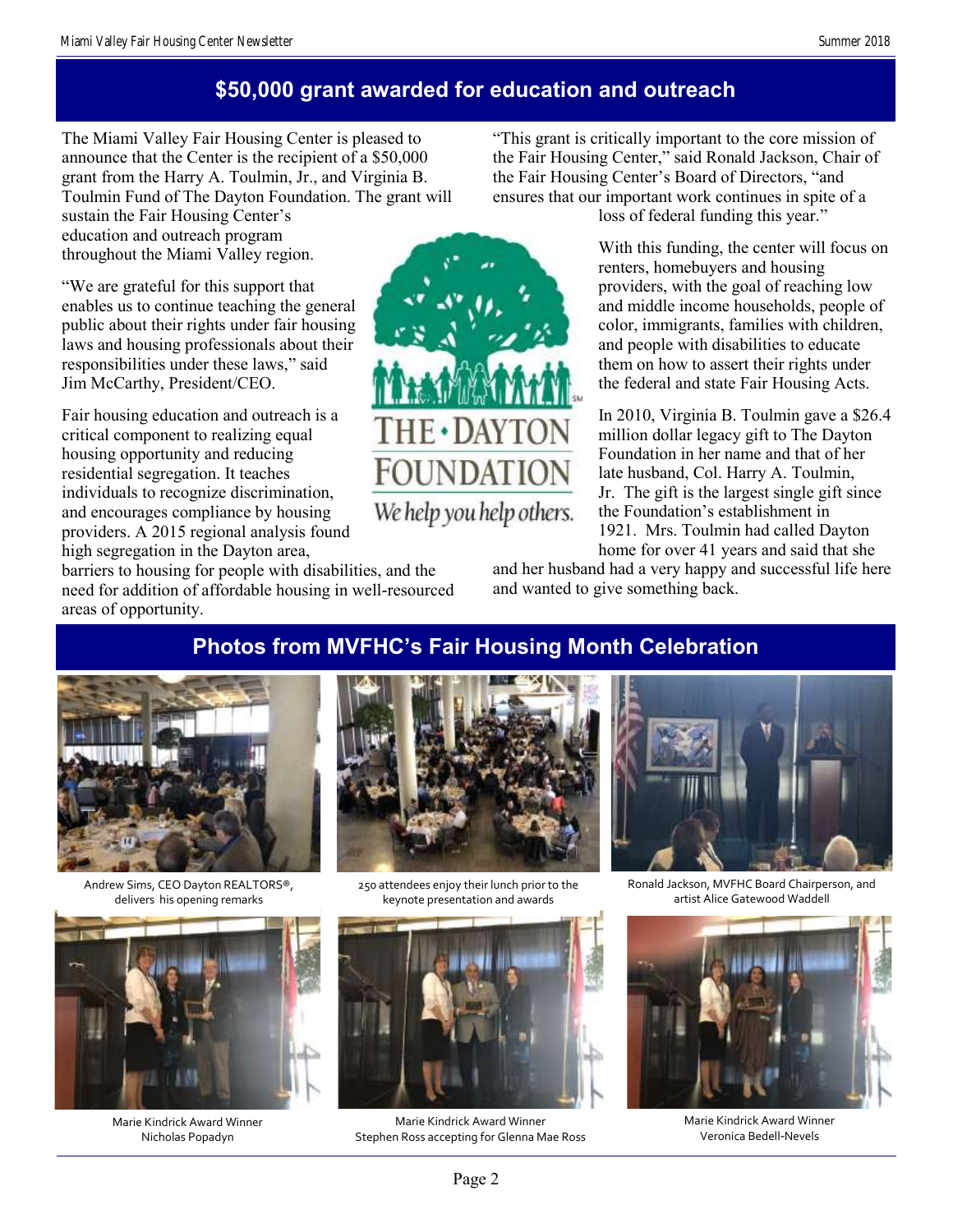## $50,000 grant awarded for education and outreach

The Miami Valley Fair Housing Center is pleased to announce that the Center is the recipient of a $50,000 grant from the Harry A. Toulmin, Jr., and Virginia B. Toulmin Fund of The Dayton Foundation. The grant will sustain the Fair Housing Center's education and outreach program throughout the Miami Valley region.

"We are grateful for this support that enables us to continue teaching the general public about their rights under fair housing laws and housing professionals about their responsibilities under these laws," said Jim McCarthy, President/CEO.

Fair housing education and outreach is a critical component to realizing equal housing opportunity and reducing residential segregation. It teaches individuals to recognize discrimination, and encourages compliance by housing providers. A 2015 regional analysis found high segregation in the Dayton area, barriers to housing for people with disabilities, and the need for addition of affordable housing in well-resourced areas of opportunity.

THE • DAYTON FOUNDATION
*We help you help others.*

"This grant is critically important to the core mission of the Fair Housing Center," said Ronald Jackson, Chair of the Fair Housing Center's Board of Directors, "and ensures that our important work continues in spite of a loss of federal funding this year."

With this funding, the center will focus on renters, homebuyers and housing providers, with the goal of reaching low and middle income households, people of color, immigrants, families with children, and people with disabilities to educate them on how to assert their rights under the federal and state Fair Housing Acts.

In 2010, Virginia B. Toulmin gave a $26.4 million dollar legacy gift to The Dayton Foundation in her name and that of her late husband, Col. Harry A. Toulmin, Jr. The gift is the largest single gift since the Foundation's establishment in 1921. Mrs. Toulmin had called Dayton home for over 41 years and said that she and her husband had a very happy and successful life here and wanted to give something back.

## Photos from MVFHC's Fair Housing Month Celebration

Andrew Sims, CEO Dayton REALTORS®, delivers his opening remarks

250 attendees enjoy their lunch prior to the keynote presentation and awards

Ronald Jackson, MVFHC Board Chairperson, and artist Alice Gatewood Waddell

Marie Kindrick Award Winner Nicholas Popadyn

Marie Kindrick Award Winner Stephen Ross accepting for Glenna Mae Ross

Marie Kindrick Award Winner Veronica Bedell-Nevels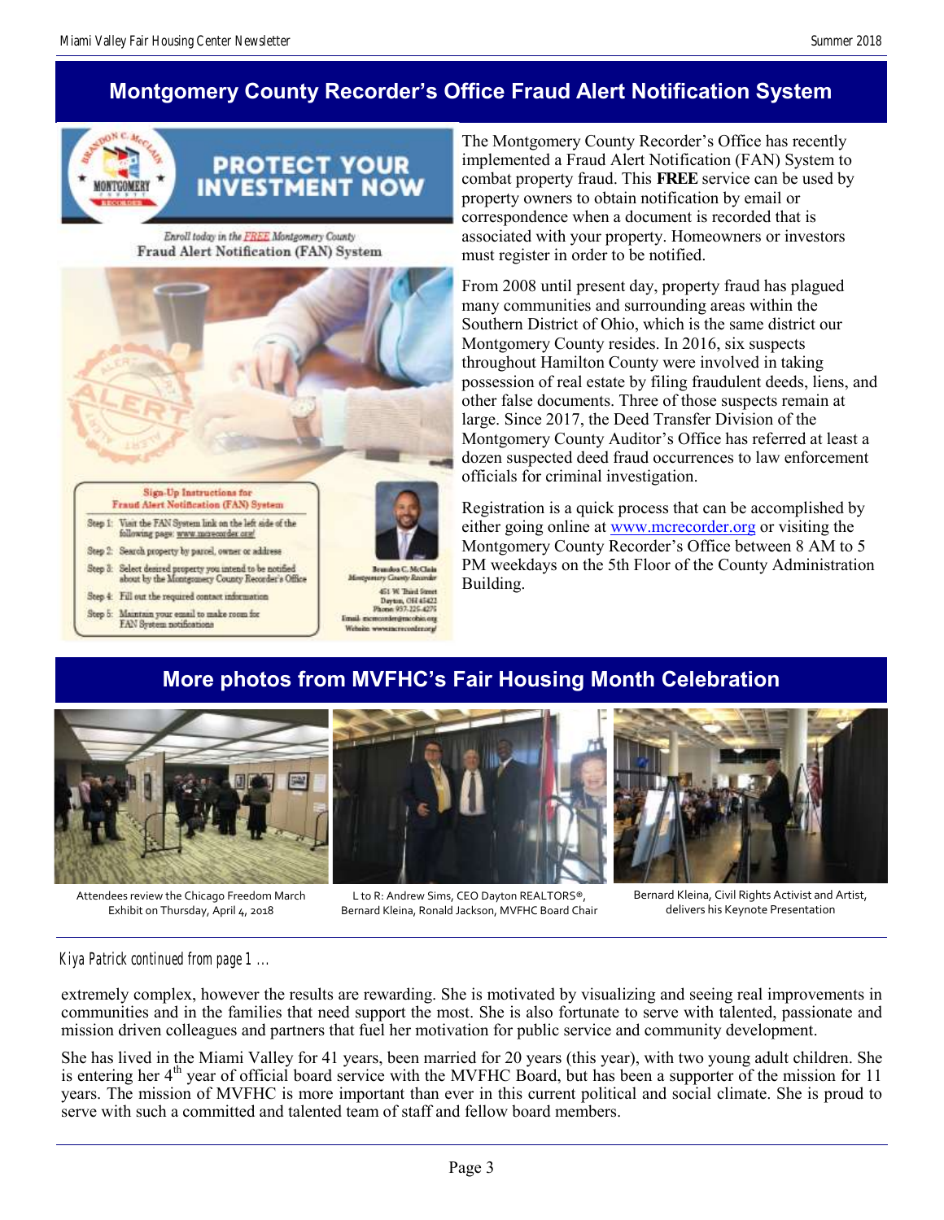## Montgomery County Recorder's Office Fraud Alert Notification System

PROTECT YOUR INVESTMENT NOW

*Enroll today in the FREE Montgomery County*
**Fraud Alert Notification (FAN) System**

**Sign-Up Instructions for Fraud Alert Notification (FAN) System**

- Step 1: Visit the FAN System link on the left side of the following page: www.mcrecorder.org/
- Step 2: Search property by parcel, owner or address
- Step 3: Select desired property you intend to be notified about by the Montgomery County Recorder's Office
- Step 4: Fill out the required contact information
- Step 5: Maintain your email to make room for FAN System notifications

Brandon C. McClain
*Montgomery County Recorder*
451 W. Third Street
Dayton, OH 45422
Phone: 937-225-4275
Email: mcrecorder@mcohio.org
Website: www.mcrecorder.org/

The Montgomery County Recorder's Office has recently implemented a Fraud Alert Notification (FAN) System to combat property fraud. This **FREE** service can be used by property owners to obtain notification by email or correspondence when a document is recorded that is associated with your property. Homeowners or investors must register in order to be notified.

From 2008 until present day, property fraud has plagued many communities and surrounding areas within the Southern District of Ohio, which is the same district our Montgomery County resides. In 2016, six suspects throughout Hamilton County were involved in taking possession of real estate by filing fraudulent deeds, liens, and other false documents. Three of those suspects remain at large. Since 2017, the Deed Transfer Division of the Montgomery County Auditor's Office has referred at least a dozen suspected deed fraud occurrences to law enforcement officials for criminal investigation.

Registration is a quick process that can be accomplished by either going online at www.mcrecorder.org or visiting the Montgomery County Recorder's Office between 8 AM to 5 PM weekdays on the 5th Floor of the County Administration Building.

## More photos from MVFHC's Fair Housing Month Celebration

Attendees review the Chicago Freedom March Exhibit on Thursday, April 4, 2018

L to R: Andrew Sims, CEO Dayton REALTORS®, Bernard Kleina, Ronald Jackson, MVFHC Board Chair

Bernard Kleina, Civil Rights Activist and Artist, delivers his Keynote Presentation

*Kiya Patrick continued from page 1 ...*

extremely complex, however the results are rewarding. She is motivated by visualizing and seeing real improvements in communities and in the families that need support the most. She is also fortunate to serve with talented, passionate and mission driven colleagues and partners that fuel her motivation for public service and community development.

She has lived in the Miami Valley for 41 years, been married for 20 years (this year), with two young adult children. She is entering her 4th year of official board service with the MVFHC Board, but has been a supporter of the mission for 11 years. The mission of MVFHC is more important than ever in this current political and social climate. She is proud to serve with such a committed and talented team of staff and fellow board members.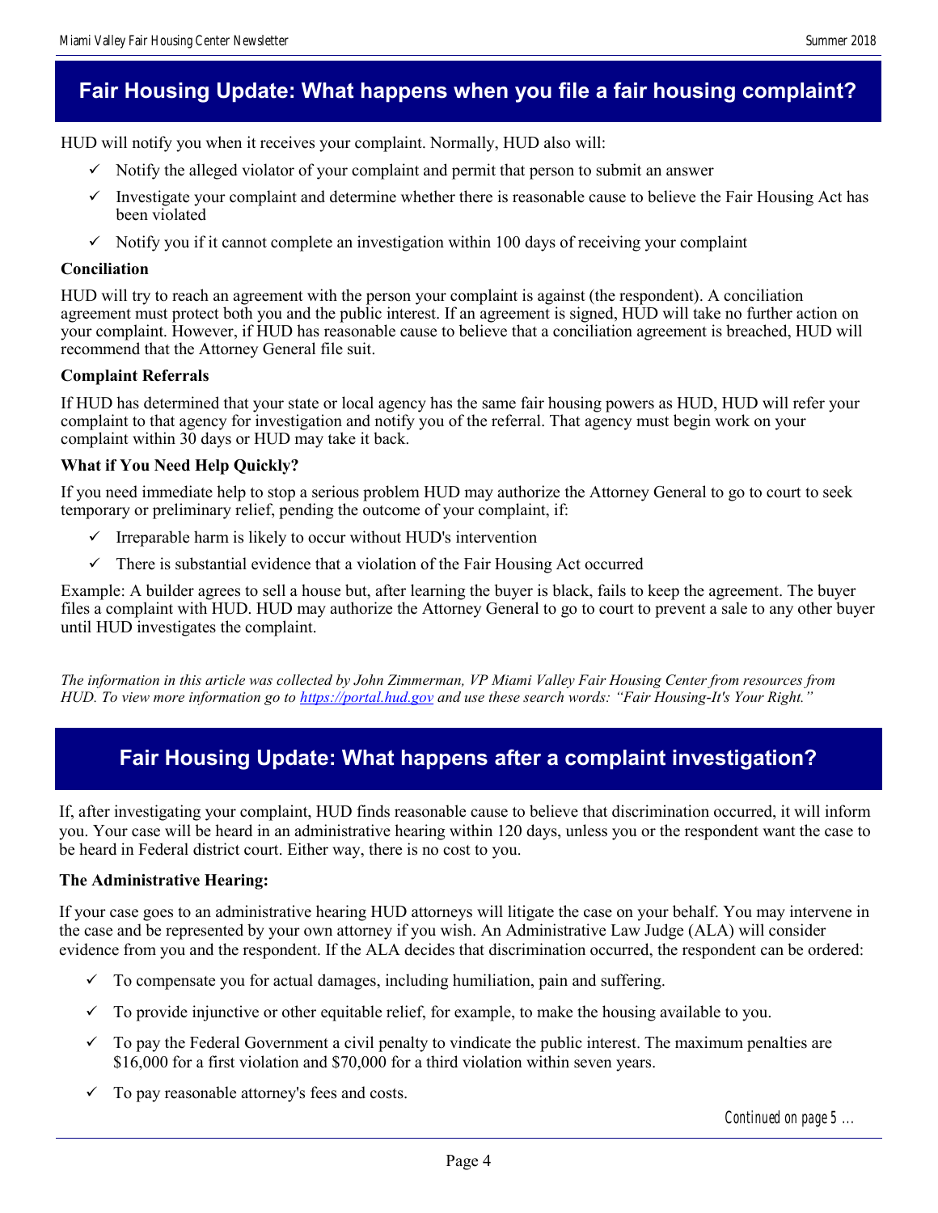## Fair Housing Update: What happens when you file a fair housing complaint?

HUD will notify you when it receives your complaint. Normally, HUD also will:

- ✓ Notify the alleged violator of your complaint and permit that person to submit an answer
- ✓ Investigate your complaint and determine whether there is reasonable cause to believe the Fair Housing Act has been violated
- ✓ Notify you if it cannot complete an investigation within 100 days of receiving your complaint

**Conciliation**

HUD will try to reach an agreement with the person your complaint is against (the respondent). A conciliation agreement must protect both you and the public interest. If an agreement is signed, HUD will take no further action on your complaint. However, if HUD has reasonable cause to believe that a conciliation agreement is breached, HUD will recommend that the Attorney General file suit.

**Complaint Referrals**

If HUD has determined that your state or local agency has the same fair housing powers as HUD, HUD will refer your complaint to that agency for investigation and notify you of the referral. That agency must begin work on your complaint within 30 days or HUD may take it back.

**What if You Need Help Quickly?**

If you need immediate help to stop a serious problem HUD may authorize the Attorney General to go to court to seek temporary or preliminary relief, pending the outcome of your complaint, if:

- ✓ Irreparable harm is likely to occur without HUD's intervention
- ✓ There is substantial evidence that a violation of the Fair Housing Act occurred

Example: A builder agrees to sell a house but, after learning the buyer is black, fails to keep the agreement. The buyer files a complaint with HUD. HUD may authorize the Attorney General to go to court to prevent a sale to any other buyer until HUD investigates the complaint.

*The information in this article was collected by John Zimmerman, VP Miami Valley Fair Housing Center from resources from HUD. To view more information go to [https://portal.hud.gov](https://portal.hud.gov) and use these search words: "Fair Housing-It's Your Right."*

## Fair Housing Update: What happens after a complaint investigation?

If, after investigating your complaint, HUD finds reasonable cause to believe that discrimination occurred, it will inform you. Your case will be heard in an administrative hearing within 120 days, unless you or the respondent want the case to be heard in Federal district court. Either way, there is no cost to you.

**The Administrative Hearing:**

If your case goes to an administrative hearing HUD attorneys will litigate the case on your behalf. You may intervene in the case and be represented by your own attorney if you wish. An Administrative Law Judge (ALA) will consider evidence from you and the respondent. If the ALA decides that discrimination occurred, the respondent can be ordered:

- ✓ To compensate you for actual damages, including humiliation, pain and suffering.
- ✓ To provide injunctive or other equitable relief, for example, to make the housing available to you.
- ✓ To pay the Federal Government a civil penalty to vindicate the public interest. The maximum penalties are $16,000 for a first violation and $70,000 for a third violation within seven years.
- ✓ To pay reasonable attorney's fees and costs.

*Continued on page 5 …*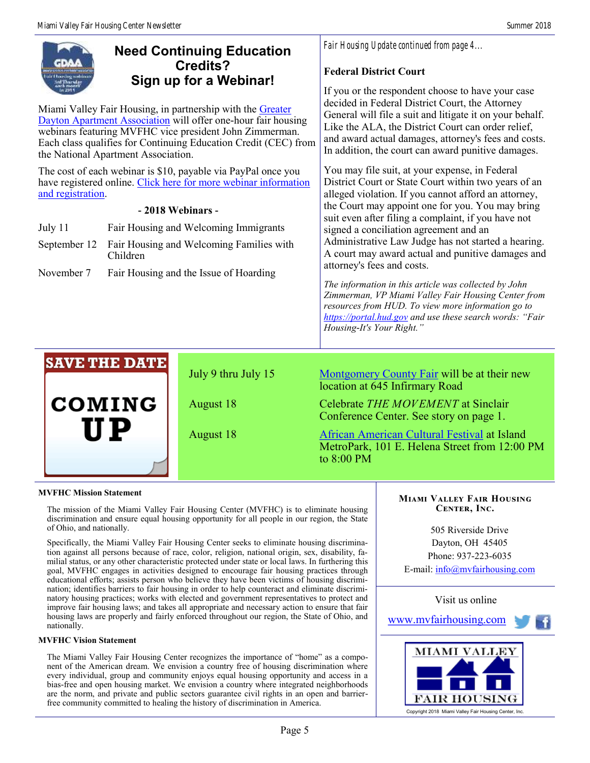## Need Continuing Education Credits? Sign up for a Webinar!

Miami Valley Fair Housing, in partnership with the Greater Dayton Apartment Association will offer one-hour fair housing webinars featuring MVFHC vice president John Zimmerman. Each class qualifies for Continuing Education Credit (CEC) from the National Apartment Association.

The cost of each webinar is $10, payable via PayPal once you have registered online. Click here for more webinar information and registration.

**- 2018 Webinars -**

| | |
|---|---|
| July 11 | Fair Housing and Welcoming Immigrants |
| September 12 | Fair Housing and Welcoming Families with Children |
| November 7 | Fair Housing and the Issue of Hoarding |

*Fair Housing Update continued from page 4…*

**Federal District Court**

If you or the respondent choose to have your case decided in Federal District Court, the Attorney General will file a suit and litigate it on your behalf. Like the ALA, the District Court can order relief, and award actual damages, attorney's fees and costs. In addition, the court can award punitive damages.

You may file suit, at your expense, in Federal District Court or State Court within two years of an alleged violation. If you cannot afford an attorney, the Court may appoint one for you. You may bring suit even after filing a complaint, if you have not signed a conciliation agreement and an Administrative Law Judge has not started a hearing. A court may award actual and punitive damages and attorney's fees and costs.

*The information in this article was collected by John Zimmerman, VP Miami Valley Fair Housing Center from resources from HUD. To view more information go to https://portal.hud.gov and use these search words: "Fair Housing-It's Your Right."*

## SAVE THE DATE — COMING UP

| | |
|---|---|
| July 9 thru July 15 | Montgomery County Fair will be at their new location at 645 Infirmary Road |
| August 18 | Celebrate *THE MOVEMENT* at Sinclair Conference Center. See story on page 1. |
| August 18 | African American Cultural Festival at Island MetroPark, 101 E. Helena Street from 12:00 PM to 8:00 PM |

**MVFHC Mission Statement**

The mission of the Miami Valley Fair Housing Center (MVFHC) is to eliminate housing discrimination and ensure equal housing opportunity for all people in our region, the State of Ohio, and nationally.

Specifically, the Miami Valley Fair Housing Center seeks to eliminate housing discrimination against all persons because of race, color, religion, national origin, sex, disability, familial status, or any other characteristic protected under state or local laws. In furthering this goal, MVFHC engages in activities designed to encourage fair housing practices through educational efforts; assists person who believe they have been victims of housing discrimination; identifies barriers to fair housing in order to help counteract and eliminate discriminatory housing practices; works with elected and government representatives to protect and improve fair housing laws; and takes all appropriate and necessary action to ensure that fair housing laws are properly and fairly enforced throughout our region, the State of Ohio, and nationally.

**MVFHC Vision Statement**

The Miami Valley Fair Housing Center recognizes the importance of "home" as a component of the American dream. We envision a country free of housing discrimination where every individual, group and community enjoys equal housing opportunity and access in a bias-free and open housing market. We envision a country where integrated neighborhoods are the norm, and private and public sectors guarantee civil rights in an open and barrier-free community committed to healing the history of discrimination in America.

**Miami Valley Fair Housing Center, Inc.**

505 Riverside Drive
Dayton, OH 45405
Phone: 937-223-6035
E-mail: info@mvfairhousing.com

Visit us online

www.mvfairhousing.com

MIAMI VALLEY FAIR HOUSING

Copyright 2018 Miami Valley Fair Housing Center, Inc.